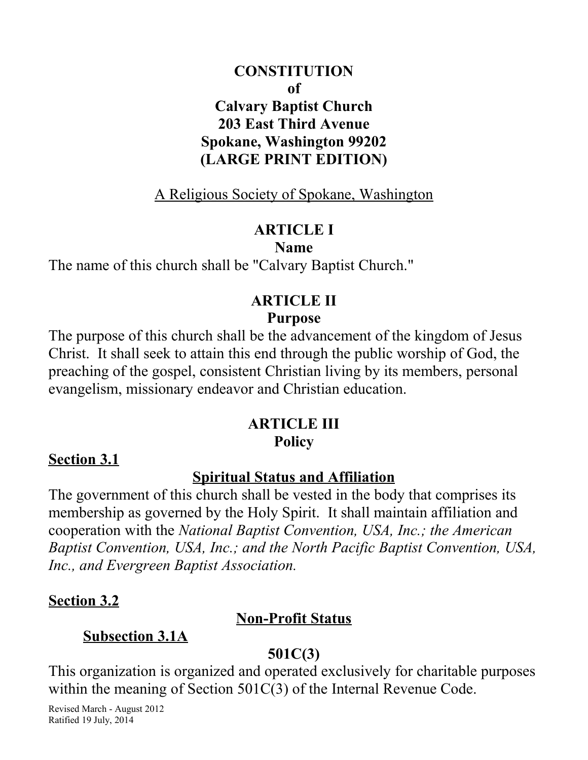# CONSTITUTION
# of
# Calvary Baptist Church
# 203 East Third Avenue
# Spokane, Washington 99202
# (LARGE PRINT EDITION)

A Religious Society of Spokane, Washington

## ARTICLE I
## Name

The name of this church shall be "Calvary Baptist Church."

## ARTICLE II
## Purpose

The purpose of this church shall be the advancement of the kingdom of Jesus Christ. It shall seek to attain this end through the public worship of God, the preaching of the gospel, consistent Christian living by its members, personal evangelism, missionary endeavor and Christian education.

## ARTICLE III
## Policy

### Section 3.1

### Spiritual Status and Affiliation

The government of this church shall be vested in the body that comprises its membership as governed by the Holy Spirit. It shall maintain affiliation and cooperation with the *National Baptist Convention, USA, Inc.; the American Baptist Convention, USA, Inc.; and the North Pacific Baptist Convention, USA, Inc., and Evergreen Baptist Association.*

### Section 3.2

### Non-Profit Status

#### Subsection 3.1A

#### 501C(3)

This organization is organized and operated exclusively for charitable purposes within the meaning of Section 501C(3) of the Internal Revenue Code.

Revised March - August 2012
Ratified 19 July, 2014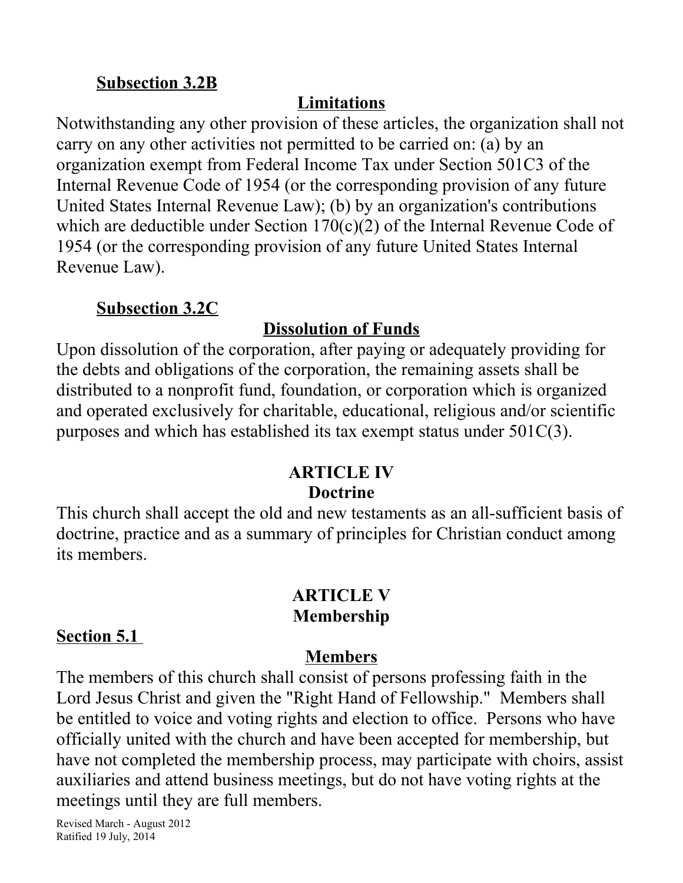**Subsection 3.2B**

**Limitations**

Notwithstanding any other provision of these articles, the organization shall not carry on any other activities not permitted to be carried on: (a) by an organization exempt from Federal Income Tax under Section 501C3 of the Internal Revenue Code of 1954 (or the corresponding provision of any future United States Internal Revenue Law); (b) by an organization's contributions which are deductible under Section 170(c)(2) of the Internal Revenue Code of 1954 (or the corresponding provision of any future United States Internal Revenue Law).

**Subsection 3.2C**

**Dissolution of Funds**

Upon dissolution of the corporation, after paying or adequately providing for the debts and obligations of the corporation, the remaining assets shall be distributed to a nonprofit fund, foundation, or corporation which is organized and operated exclusively for charitable, educational, religious and/or scientific purposes and which has established its tax exempt status under 501C(3).

## ARTICLE IV
## Doctrine

This church shall accept the old and new testaments as an all-sufficient basis of doctrine, practice and as a summary of principles for Christian conduct among its members.

## ARTICLE V
## Membership

**Section 5.1**

**Members**

The members of this church shall consist of persons professing faith in the Lord Jesus Christ and given the "Right Hand of Fellowship." Members shall be entitled to voice and voting rights and election to office. Persons who have officially united with the church and have been accepted for membership, but have not completed the membership process, may participate with choirs, assist auxiliaries and attend business meetings, but do not have voting rights at the meetings until they are full members.

Revised March - August 2012
Ratified 19 July, 2014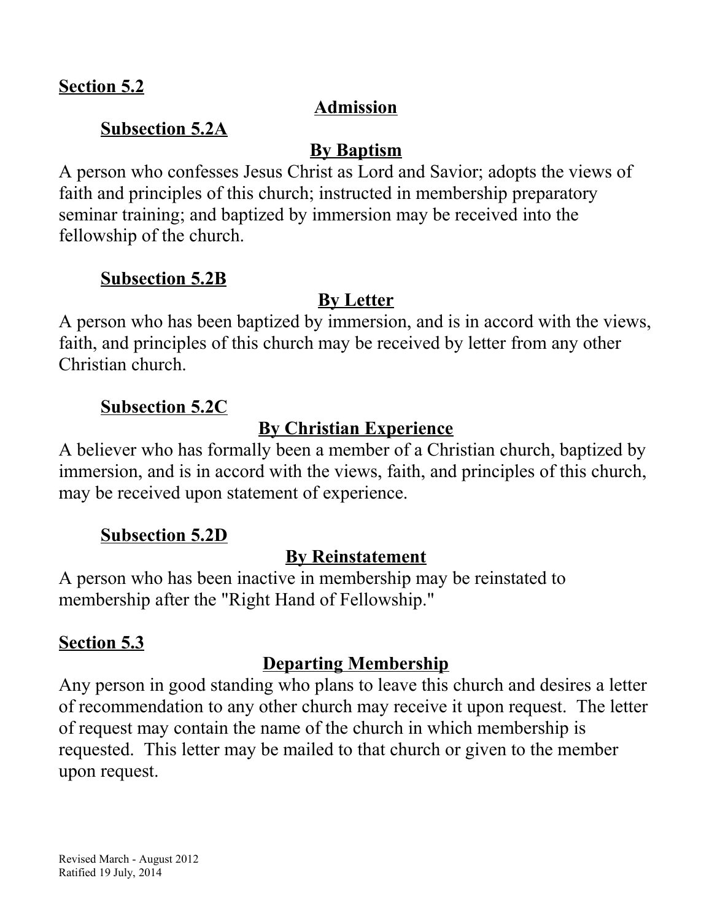## Section 5.2

### Admission

#### Subsection 5.2A

**By Baptism**

A person who confesses Jesus Christ as Lord and Savior; adopts the views of faith and principles of this church; instructed in membership preparatory seminar training; and baptized by immersion may be received into the fellowship of the church.

#### Subsection 5.2B

**By Letter**

A person who has been baptized by immersion, and is in accord with the views, faith, and principles of this church may be received by letter from any other Christian church.

#### Subsection 5.2C

**By Christian Experience**

A believer who has formally been a member of a Christian church, baptized by immersion, and is in accord with the views, faith, and principles of this church, may be received upon statement of experience.

#### Subsection 5.2D

**By Reinstatement**

A person who has been inactive in membership may be reinstated to membership after the "Right Hand of Fellowship."

## Section 5.3

### Departing Membership

Any person in good standing who plans to leave this church and desires a letter of recommendation to any other church may receive it upon request. The letter of request may contain the name of the church in which membership is requested. This letter may be mailed to that church or given to the member upon request.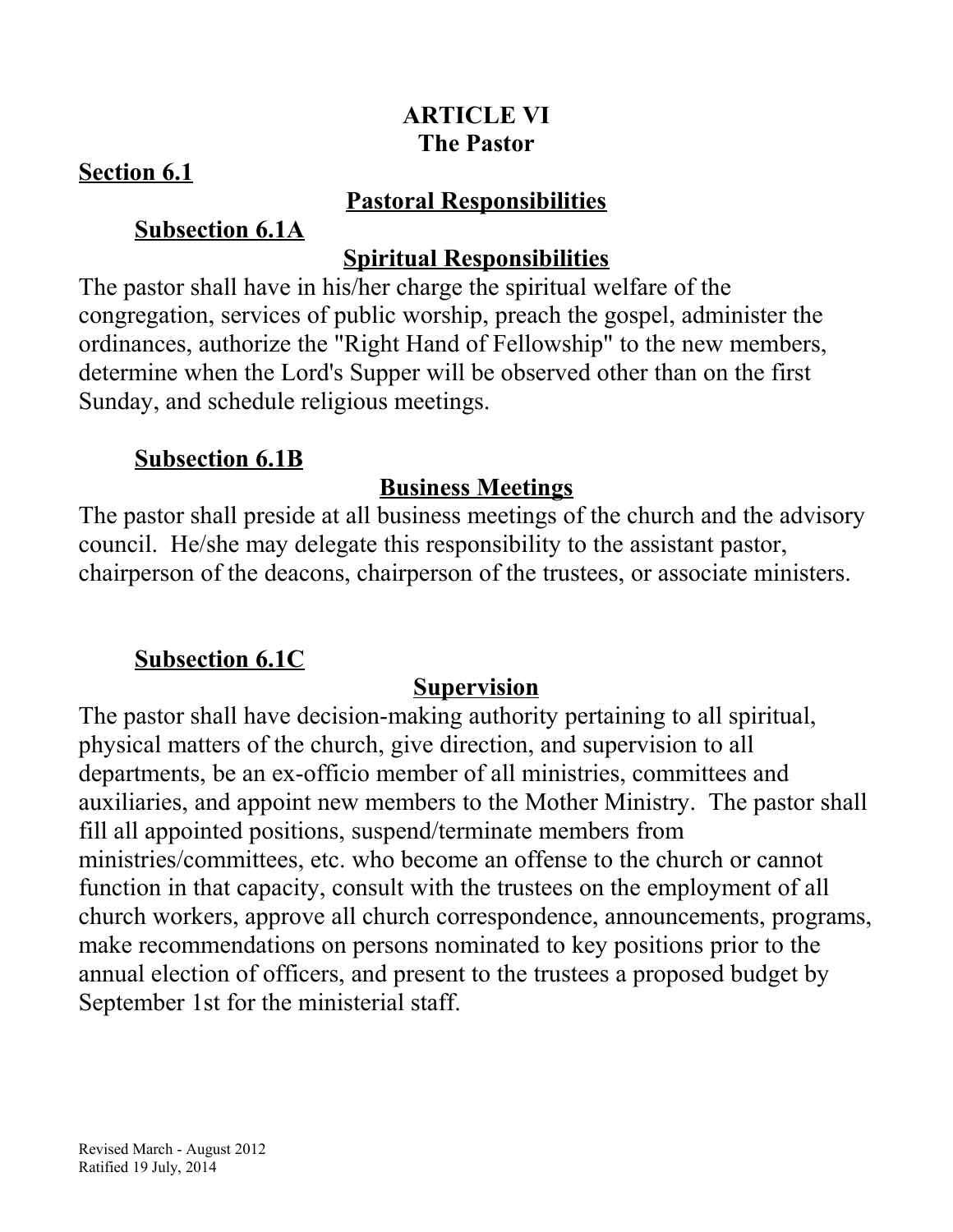# ARTICLE VI
## The Pastor

### Section 6.1

### Pastoral Responsibilities

#### Subsection 6.1A

#### Spiritual Responsibilities

The pastor shall have in his/her charge the spiritual welfare of the congregation, services of public worship, preach the gospel, administer the ordinances, authorize the "Right Hand of Fellowship" to the new members, determine when the Lord's Supper will be observed other than on the first Sunday, and schedule religious meetings.

#### Subsection 6.1B

#### Business Meetings

The pastor shall preside at all business meetings of the church and the advisory council. He/she may delegate this responsibility to the assistant pastor, chairperson of the deacons, chairperson of the trustees, or associate ministers.

#### Subsection 6.1C

#### Supervision

The pastor shall have decision-making authority pertaining to all spiritual, physical matters of the church, give direction, and supervision to all departments, be an ex-officio member of all ministries, committees and auxiliaries, and appoint new members to the Mother Ministry. The pastor shall fill all appointed positions, suspend/terminate members from ministries/committees, etc. who become an offense to the church or cannot function in that capacity, consult with the trustees on the employment of all church workers, approve all church correspondence, announcements, programs, make recommendations on persons nominated to key positions prior to the annual election of officers, and present to the trustees a proposed budget by September 1st for the ministerial staff.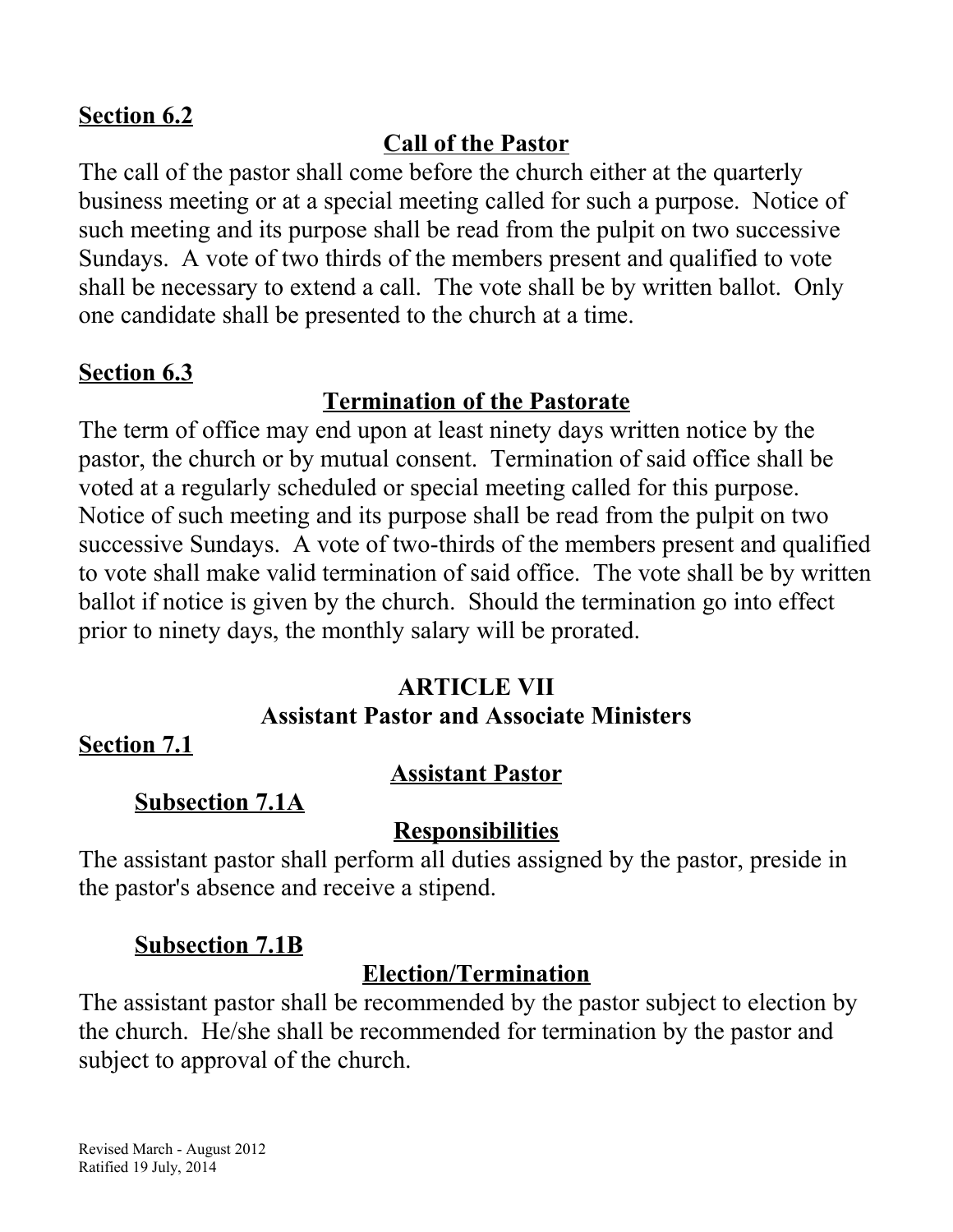**Section 6.2**

**Call of the Pastor**

The call of the pastor shall come before the church either at the quarterly business meeting or at a special meeting called for such a purpose. Notice of such meeting and its purpose shall be read from the pulpit on two successive Sundays. A vote of two thirds of the members present and qualified to vote shall be necessary to extend a call. The vote shall be by written ballot. Only one candidate shall be presented to the church at a time.

**Section 6.3**

**Termination of the Pastorate**

The term of office may end upon at least ninety days written notice by the pastor, the church or by mutual consent. Termination of said office shall be voted at a regularly scheduled or special meeting called for this purpose. Notice of such meeting and its purpose shall be read from the pulpit on two successive Sundays. A vote of two-thirds of the members present and qualified to vote shall make valid termination of said office. The vote shall be by written ballot if notice is given by the church. Should the termination go into effect prior to ninety days, the monthly salary will be prorated.

## ARTICLE VII
## Assistant Pastor and Associate Ministers

**Section 7.1**

**Assistant Pastor**

**Subsection 7.1A**

**Responsibilities**

The assistant pastor shall perform all duties assigned by the pastor, preside in the pastor's absence and receive a stipend.

**Subsection 7.1B**

**Election/Termination**

The assistant pastor shall be recommended by the pastor subject to election by the church. He/she shall be recommended for termination by the pastor and subject to approval of the church.

Revised March - August 2012
Ratified 19 July, 2014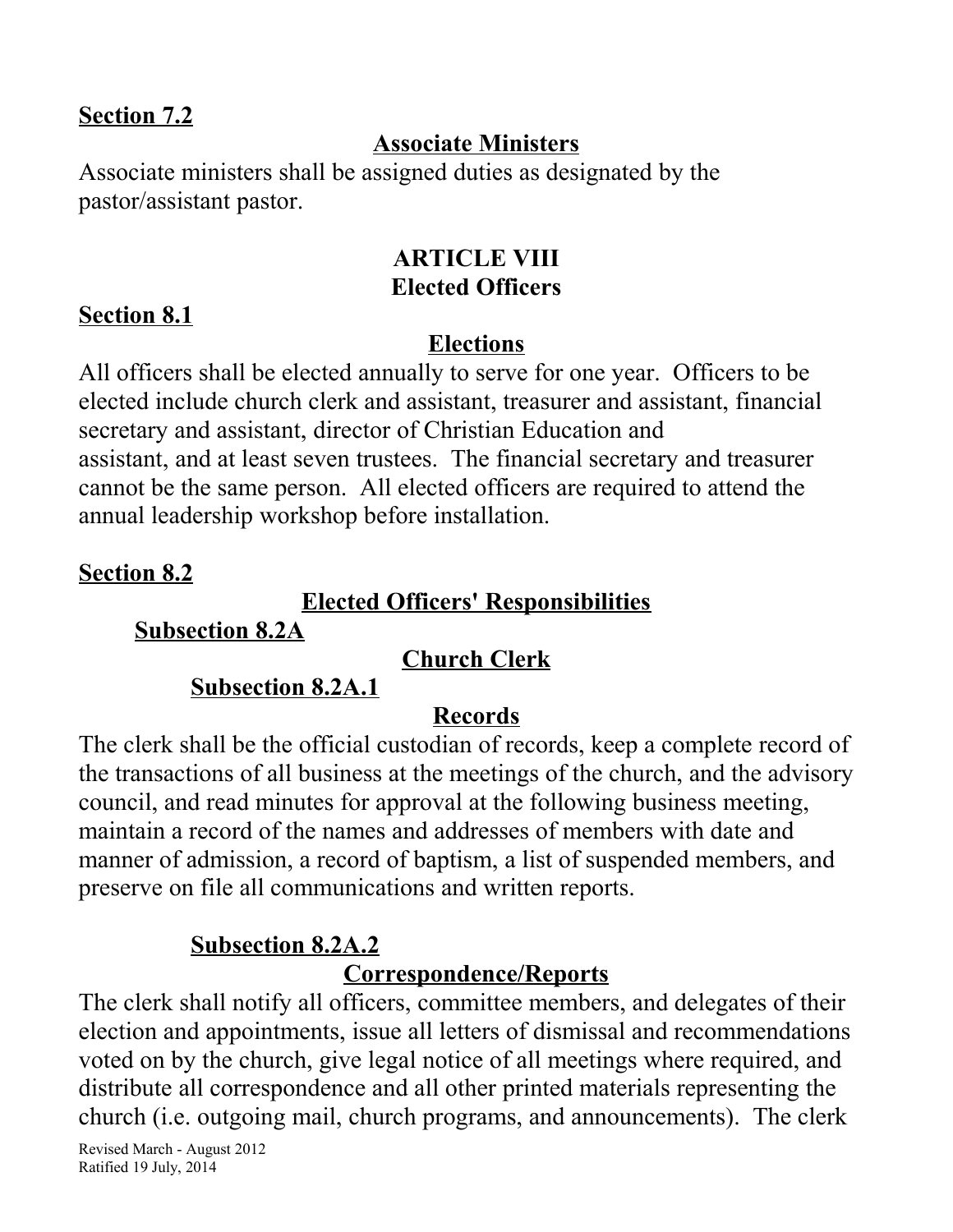**Section 7.2**

**Associate Ministers**

Associate ministers shall be assigned duties as designated by the pastor/assistant pastor.

## ARTICLE VIII
## Elected Officers

**Section 8.1**

**Elections**

All officers shall be elected annually to serve for one year. Officers to be elected include church clerk and assistant, treasurer and assistant, financial secretary and assistant, director of Christian Education and assistant, and at least seven trustees. The financial secretary and treasurer cannot be the same person. All elected officers are required to attend the annual leadership workshop before installation.

**Section 8.2**

**Elected Officers' Responsibilities**

**Subsection 8.2A**

**Church Clerk**

**Subsection 8.2A.1**

**Records**

The clerk shall be the official custodian of records, keep a complete record of the transactions of all business at the meetings of the church, and the advisory council, and read minutes for approval at the following business meeting, maintain a record of the names and addresses of members with date and manner of admission, a record of baptism, a list of suspended members, and preserve on file all communications and written reports.

**Subsection 8.2A.2**

**Correspondence/Reports**

The clerk shall notify all officers, committee members, and delegates of their election and appointments, issue all letters of dismissal and recommendations voted on by the church, give legal notice of all meetings where required, and distribute all correspondence and all other printed materials representing the church (i.e. outgoing mail, church programs, and announcements). The clerk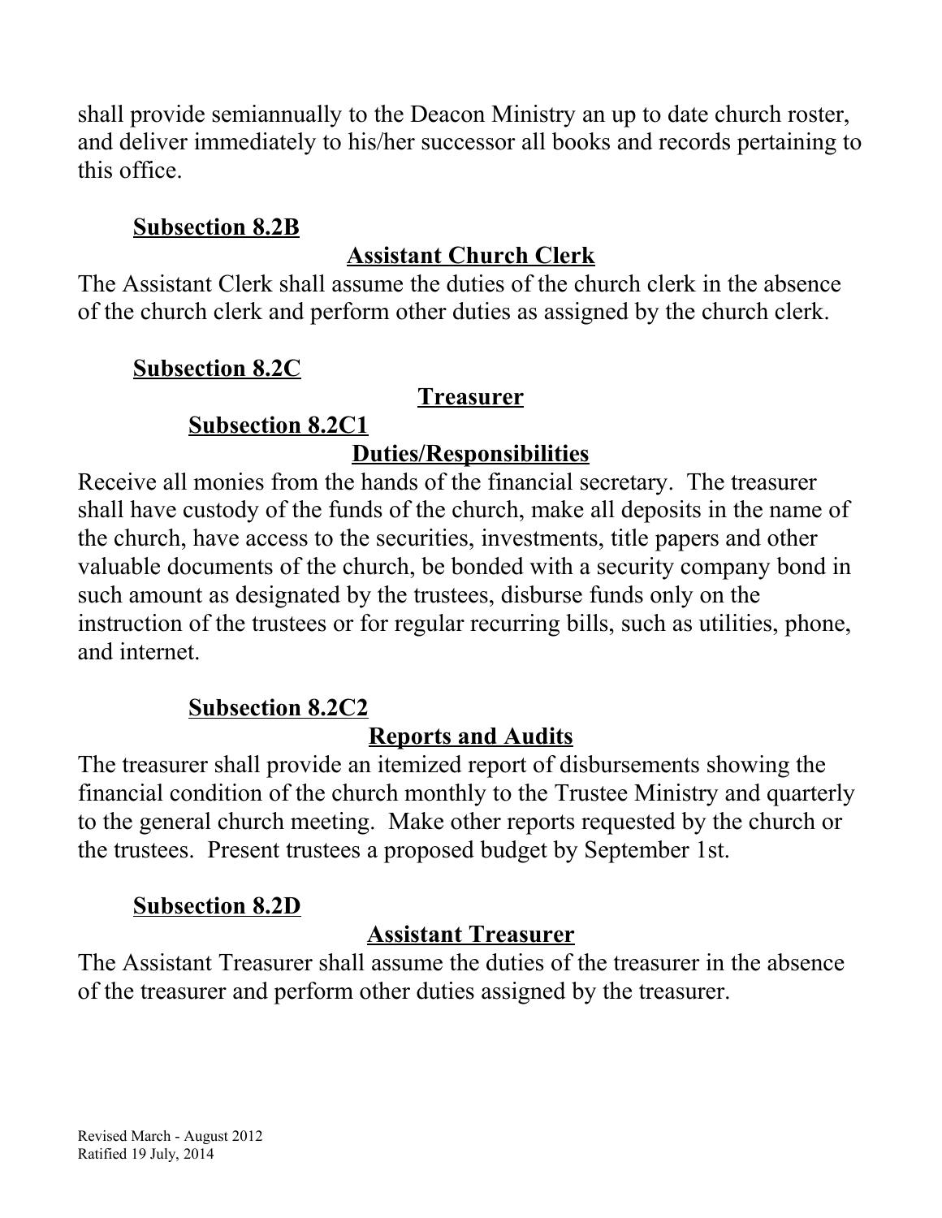shall provide semiannually to the Deacon Ministry an up to date church roster, and deliver immediately to his/her successor all books and records pertaining to this office.

### Subsection 8.2B

#### Assistant Church Clerk

The Assistant Clerk shall assume the duties of the church clerk in the absence of the church clerk and perform other duties as assigned by the church clerk.

### Subsection 8.2C

#### Treasurer

#### Subsection 8.2C1

##### Duties/Responsibilities

Receive all monies from the hands of the financial secretary. The treasurer shall have custody of the funds of the church, make all deposits in the name of the church, have access to the securities, investments, title papers and other valuable documents of the church, be bonded with a security company bond in such amount as designated by the trustees, disburse funds only on the instruction of the trustees or for regular recurring bills, such as utilities, phone, and internet.

#### Subsection 8.2C2

##### Reports and Audits

The treasurer shall provide an itemized report of disbursements showing the financial condition of the church monthly to the Trustee Ministry and quarterly to the general church meeting. Make other reports requested by the church or the trustees. Present trustees a proposed budget by September 1st.

### Subsection 8.2D

#### Assistant Treasurer

The Assistant Treasurer shall assume the duties of the treasurer in the absence of the treasurer and perform other duties assigned by the treasurer.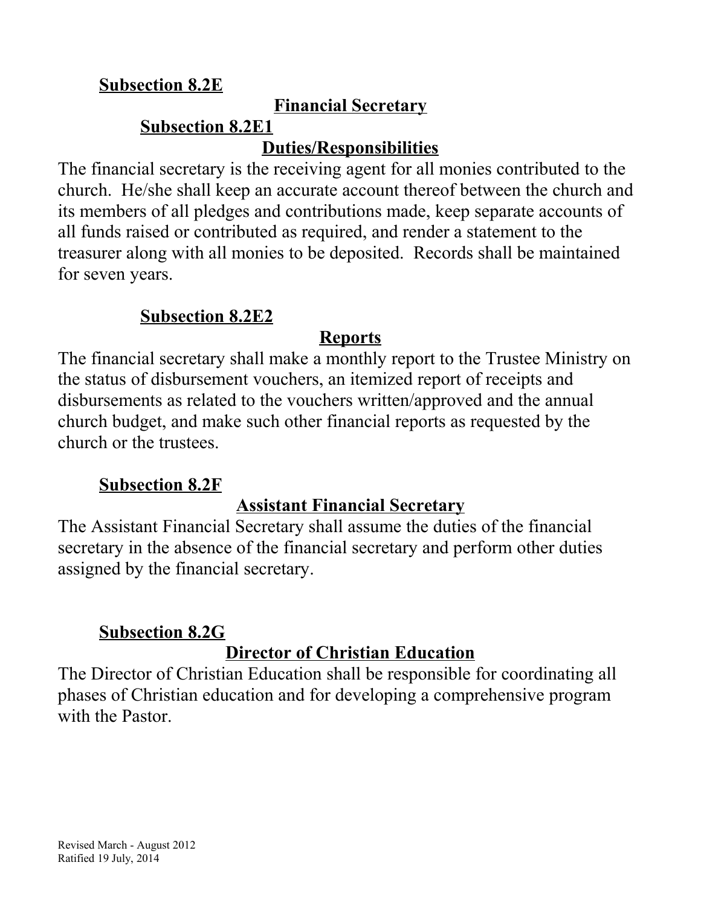**Subsection 8.2E**

**Financial Secretary**

**Subsection 8.2E1**

**Duties/Responsibilities**

The financial secretary is the receiving agent for all monies contributed to the church. He/she shall keep an accurate account thereof between the church and its members of all pledges and contributions made, keep separate accounts of all funds raised or contributed as required, and render a statement to the treasurer along with all monies to be deposited. Records shall be maintained for seven years.

**Subsection 8.2E2**

**Reports**

The financial secretary shall make a monthly report to the Trustee Ministry on the status of disbursement vouchers, an itemized report of receipts and disbursements as related to the vouchers written/approved and the annual church budget, and make such other financial reports as requested by the church or the trustees.

**Subsection 8.2F**

**Assistant Financial Secretary**

The Assistant Financial Secretary shall assume the duties of the financial secretary in the absence of the financial secretary and perform other duties assigned by the financial secretary.

**Subsection 8.2G**

**Director of Christian Education**

The Director of Christian Education shall be responsible for coordinating all phases of Christian education and for developing a comprehensive program with the Pastor.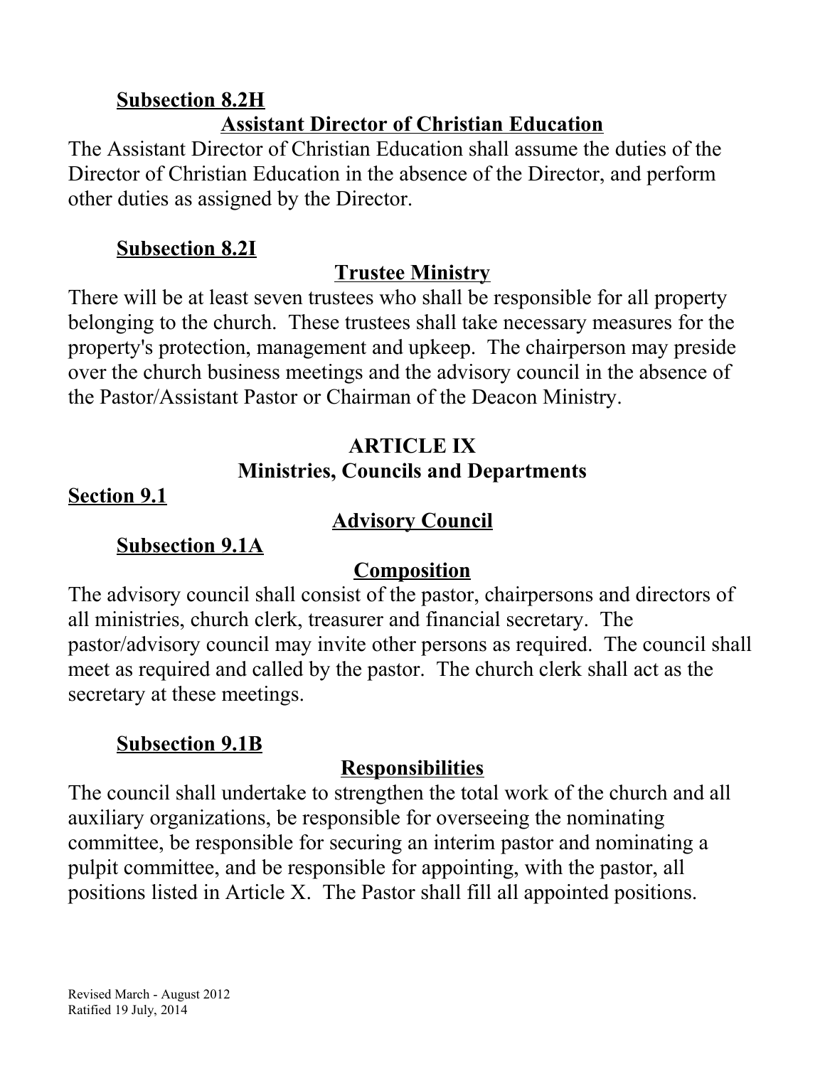#### Subsection 8.2H

**Assistant Director of Christian Education**

The Assistant Director of Christian Education shall assume the duties of the Director of Christian Education in the absence of the Director, and perform other duties as assigned by the Director.

#### Subsection 8.2I

**Trustee Ministry**

There will be at least seven trustees who shall be responsible for all property belonging to the church. These trustees shall take necessary measures for the property's protection, management and upkeep. The chairperson may preside over the church business meetings and the advisory council in the absence of the Pastor/Assistant Pastor or Chairman of the Deacon Ministry.

## ARTICLE IX
## Ministries, Councils and Departments

### Section 9.1

**Advisory Council**

#### Subsection 9.1A

**Composition**

The advisory council shall consist of the pastor, chairpersons and directors of all ministries, church clerk, treasurer and financial secretary. The pastor/advisory council may invite other persons as required. The council shall meet as required and called by the pastor. The church clerk shall act as the secretary at these meetings.

#### Subsection 9.1B

**Responsibilities**

The council shall undertake to strengthen the total work of the church and all auxiliary organizations, be responsible for overseeing the nominating committee, be responsible for securing an interim pastor and nominating a pulpit committee, and be responsible for appointing, with the pastor, all positions listed in Article X. The Pastor shall fill all appointed positions.

Revised March - August 2012
Ratified 19 July, 2014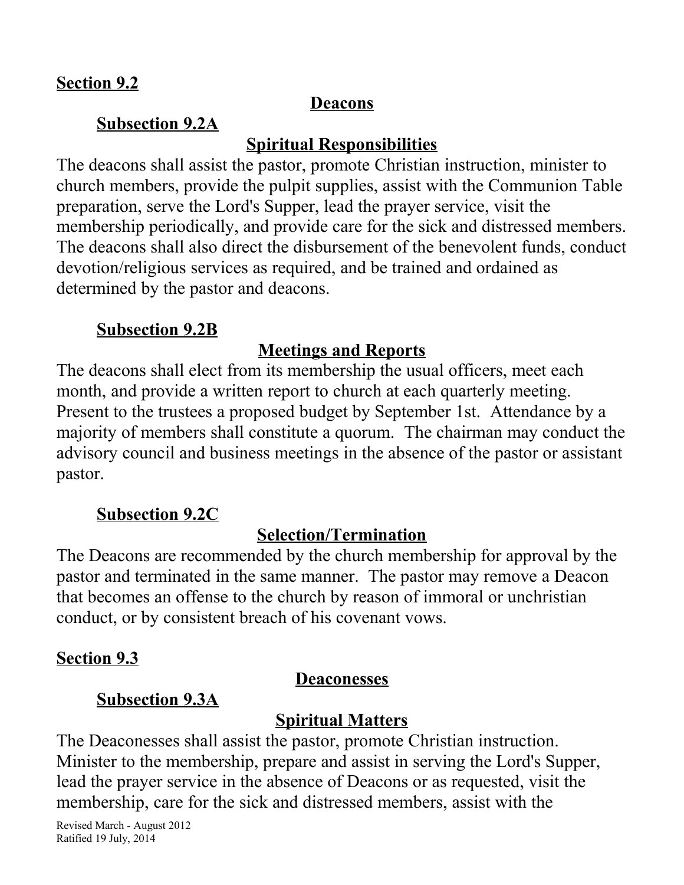**Section 9.2**

**Deacons**

**Subsection 9.2A**

**Spiritual Responsibilities**

The deacons shall assist the pastor, promote Christian instruction, minister to church members, provide the pulpit supplies, assist with the Communion Table preparation, serve the Lord's Supper, lead the prayer service, visit the membership periodically, and provide care for the sick and distressed members. The deacons shall also direct the disbursement of the benevolent funds, conduct devotion/religious services as required, and be trained and ordained as determined by the pastor and deacons.

**Subsection 9.2B**

**Meetings and Reports**

The deacons shall elect from its membership the usual officers, meet each month, and provide a written report to church at each quarterly meeting. Present to the trustees a proposed budget by September 1st. Attendance by a majority of members shall constitute a quorum. The chairman may conduct the advisory council and business meetings in the absence of the pastor or assistant pastor.

**Subsection 9.2C**

**Selection/Termination**

The Deacons are recommended by the church membership for approval by the pastor and terminated in the same manner. The pastor may remove a Deacon that becomes an offense to the church by reason of immoral or unchristian conduct, or by consistent breach of his covenant vows.

**Section 9.3**

**Deaconesses**

**Subsection 9.3A**

**Spiritual Matters**

The Deaconesses shall assist the pastor, promote Christian instruction. Minister to the membership, prepare and assist in serving the Lord's Supper, lead the prayer service in the absence of Deacons or as requested, visit the membership, care for the sick and distressed members, assist with the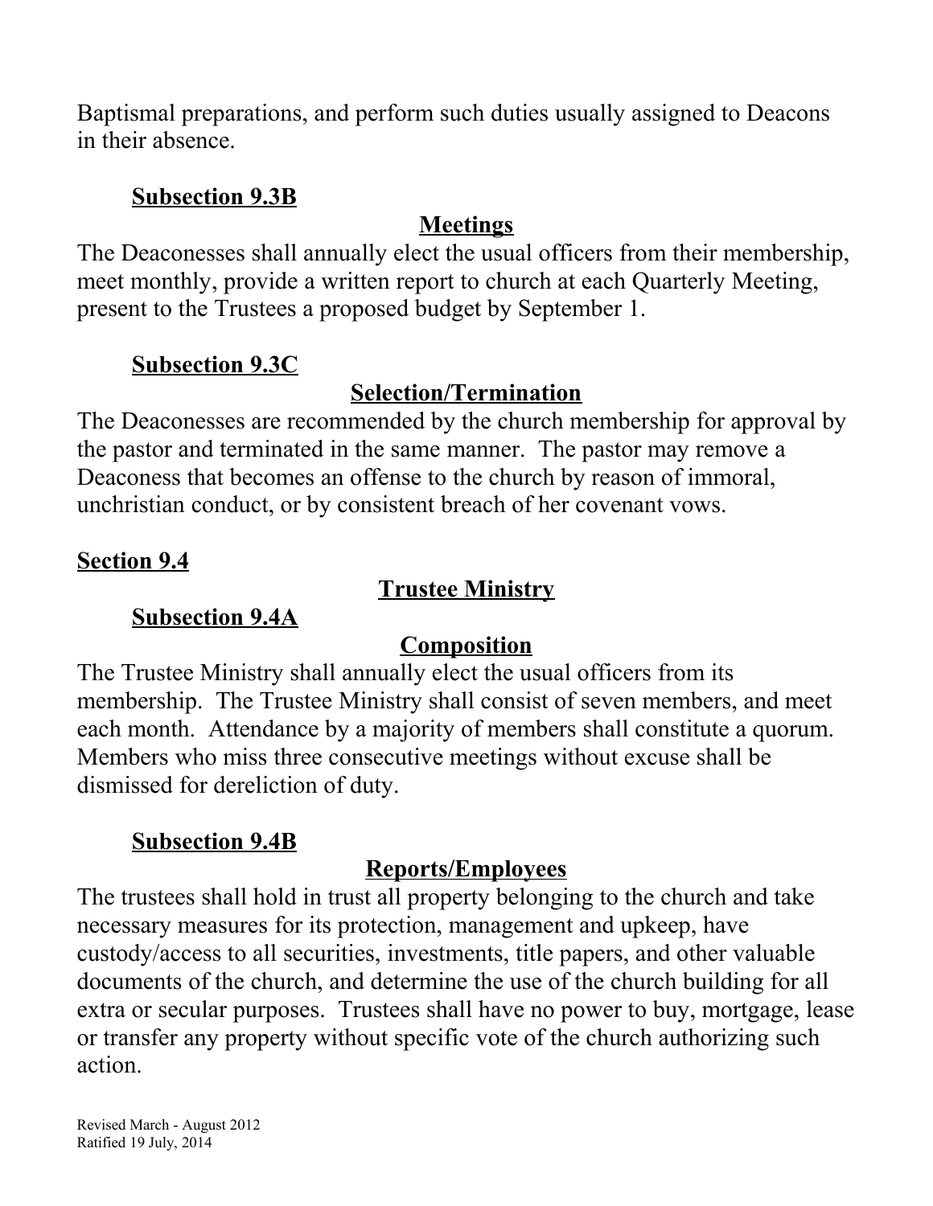Baptismal preparations, and perform such duties usually assigned to Deacons in their absence.

**Subsection 9.3B**

**Meetings**

The Deaconesses shall annually elect the usual officers from their membership, meet monthly, provide a written report to church at each Quarterly Meeting, present to the Trustees a proposed budget by September 1.

**Subsection 9.3C**

**Selection/Termination**

The Deaconesses are recommended by the church membership for approval by the pastor and terminated in the same manner. The pastor may remove a Deaconess that becomes an offense to the church by reason of immoral, unchristian conduct, or by consistent breach of her covenant vows.

## Section 9.4

## Trustee Ministry

**Subsection 9.4A**

**Composition**

The Trustee Ministry shall annually elect the usual officers from its membership. The Trustee Ministry shall consist of seven members, and meet each month. Attendance by a majority of members shall constitute a quorum. Members who miss three consecutive meetings without excuse shall be dismissed for dereliction of duty.

**Subsection 9.4B**

**Reports/Employees**

The trustees shall hold in trust all property belonging to the church and take necessary measures for its protection, management and upkeep, have custody/access to all securities, investments, title papers, and other valuable documents of the church, and determine the use of the church building for all extra or secular purposes. Trustees shall have no power to buy, mortgage, lease or transfer any property without specific vote of the church authorizing such action.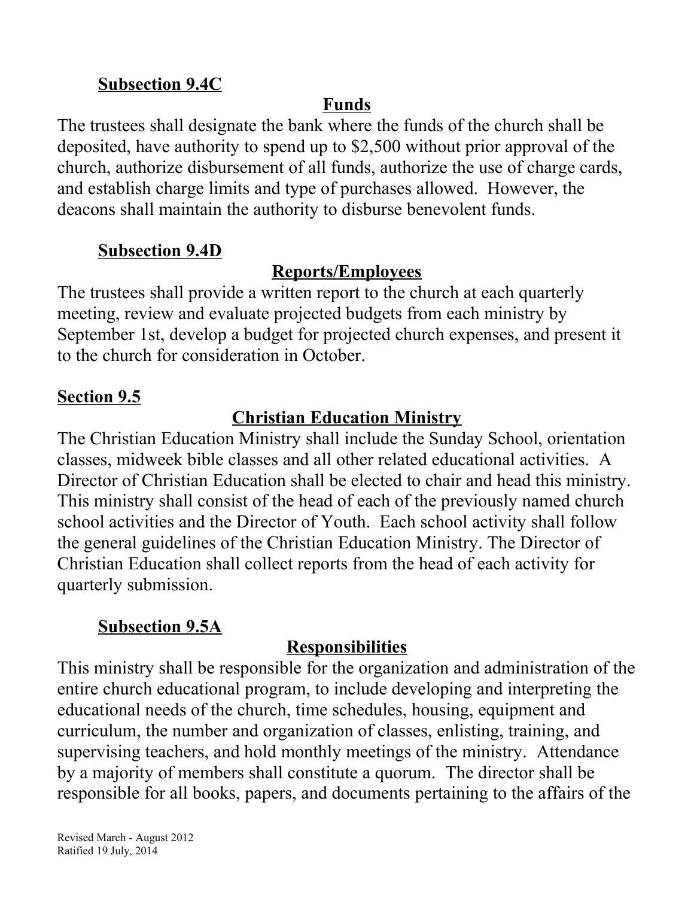### Subsection 9.4C

**Funds**

The trustees shall designate the bank where the funds of the church shall be deposited, have authority to spend up to $2,500 without prior approval of the church, authorize disbursement of all funds, authorize the use of charge cards, and establish charge limits and type of purchases allowed. However, the deacons shall maintain the authority to disburse benevolent funds.

### Subsection 9.4D

**Reports/Employees**

The trustees shall provide a written report to the church at each quarterly meeting, review and evaluate projected budgets from each ministry by September 1st, develop a budget for projected church expenses, and present it to the church for consideration in October.

## Section 9.5

**Christian Education Ministry**

The Christian Education Ministry shall include the Sunday School, orientation classes, midweek bible classes and all other related educational activities. A Director of Christian Education shall be elected to chair and head this ministry. This ministry shall consist of the head of each of the previously named church school activities and the Director of Youth. Each school activity shall follow the general guidelines of the Christian Education Ministry. The Director of Christian Education shall collect reports from the head of each activity for quarterly submission.

### Subsection 9.5A

**Responsibilities**

This ministry shall be responsible for the organization and administration of the entire church educational program, to include developing and interpreting the educational needs of the church, time schedules, housing, equipment and curriculum, the number and organization of classes, enlisting, training, and supervising teachers, and hold monthly meetings of the ministry. Attendance by a majority of members shall constitute a quorum. The director shall be responsible for all books, papers, and documents pertaining to the affairs of the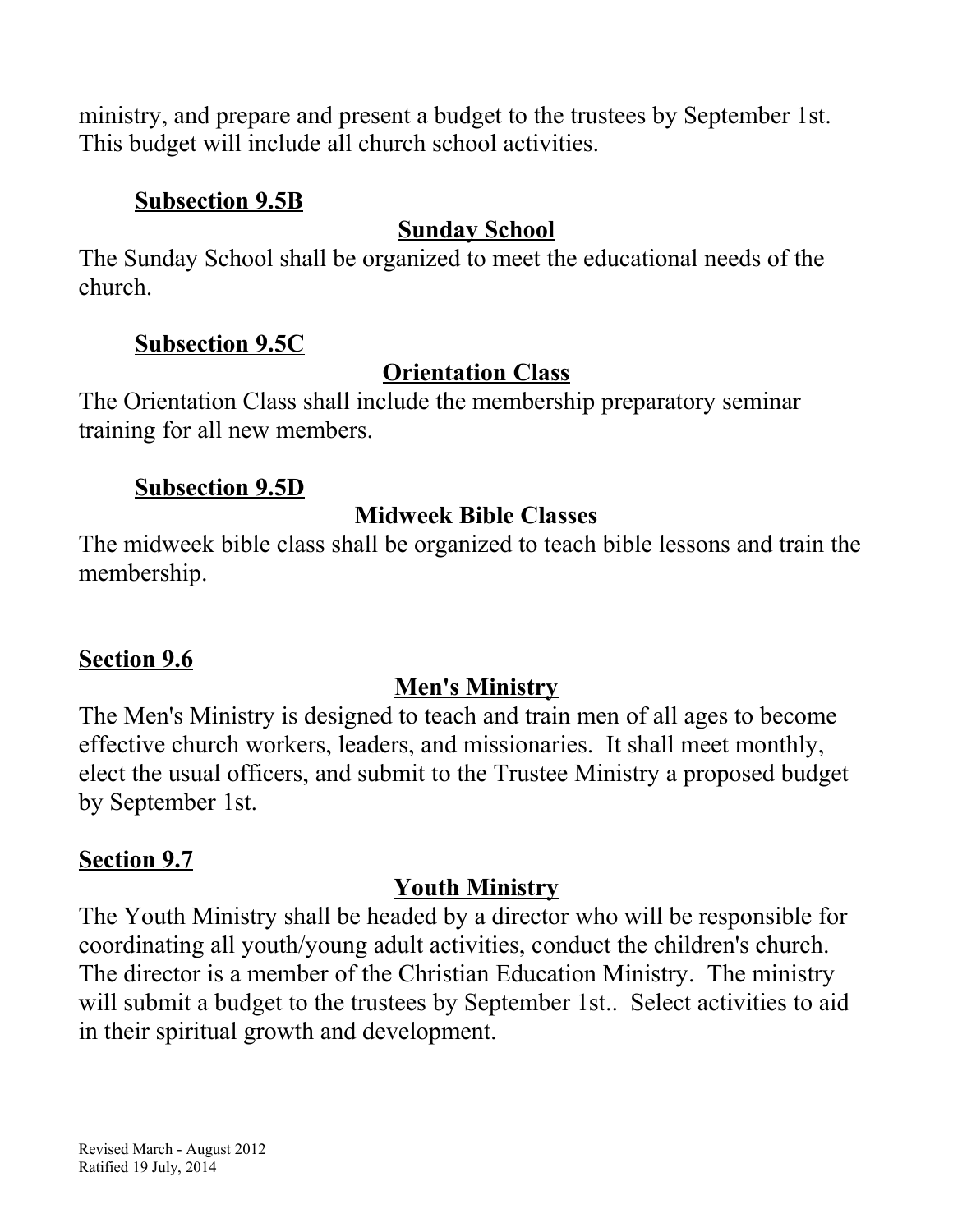ministry, and prepare and present a budget to the trustees by September 1st. This budget will include all church school activities.

#### Subsection 9.5B

**Sunday School**

The Sunday School shall be organized to meet the educational needs of the church.

#### Subsection 9.5C

**Orientation Class**

The Orientation Class shall include the membership preparatory seminar training for all new members.

#### Subsection 9.5D

**Midweek Bible Classes**

The midweek bible class shall be organized to teach bible lessons and train the membership.

### Section 9.6

**Men's Ministry**

The Men's Ministry is designed to teach and train men of all ages to become effective church workers, leaders, and missionaries. It shall meet monthly, elect the usual officers, and submit to the Trustee Ministry a proposed budget by September 1st.

### Section 9.7

**Youth Ministry**

The Youth Ministry shall be headed by a director who will be responsible for coordinating all youth/young adult activities, conduct the children's church. The director is a member of the Christian Education Ministry. The ministry will submit a budget to the trustees by September 1st.. Select activities to aid in their spiritual growth and development.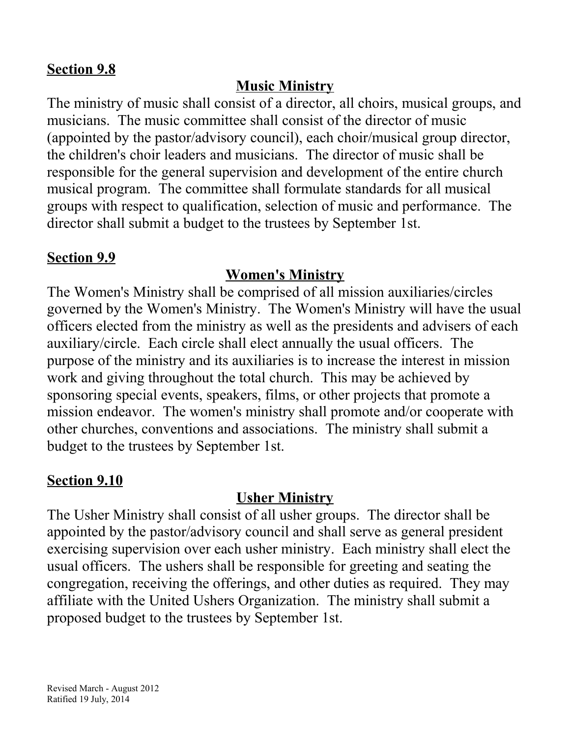**Section 9.8**

**Music Ministry**

The ministry of music shall consist of a director, all choirs, musical groups, and musicians. The music committee shall consist of the director of music (appointed by the pastor/advisory council), each choir/musical group director, the children's choir leaders and musicians. The director of music shall be responsible for the general supervision and development of the entire church musical program. The committee shall formulate standards for all musical groups with respect to qualification, selection of music and performance. The director shall submit a budget to the trustees by September 1st.

**Section 9.9**

**Women's Ministry**

The Women's Ministry shall be comprised of all mission auxiliaries/circles governed by the Women's Ministry. The Women's Ministry will have the usual officers elected from the ministry as well as the presidents and advisers of each auxiliary/circle. Each circle shall elect annually the usual officers. The purpose of the ministry and its auxiliaries is to increase the interest in mission work and giving throughout the total church. This may be achieved by sponsoring special events, speakers, films, or other projects that promote a mission endeavor. The women's ministry shall promote and/or cooperate with other churches, conventions and associations. The ministry shall submit a budget to the trustees by September 1st.

**Section 9.10**

**Usher Ministry**

The Usher Ministry shall consist of all usher groups. The director shall be appointed by the pastor/advisory council and shall serve as general president exercising supervision over each usher ministry. Each ministry shall elect the usual officers. The ushers shall be responsible for greeting and seating the congregation, receiving the offerings, and other duties as required. They may affiliate with the United Ushers Organization. The ministry shall submit a proposed budget to the trustees by September 1st.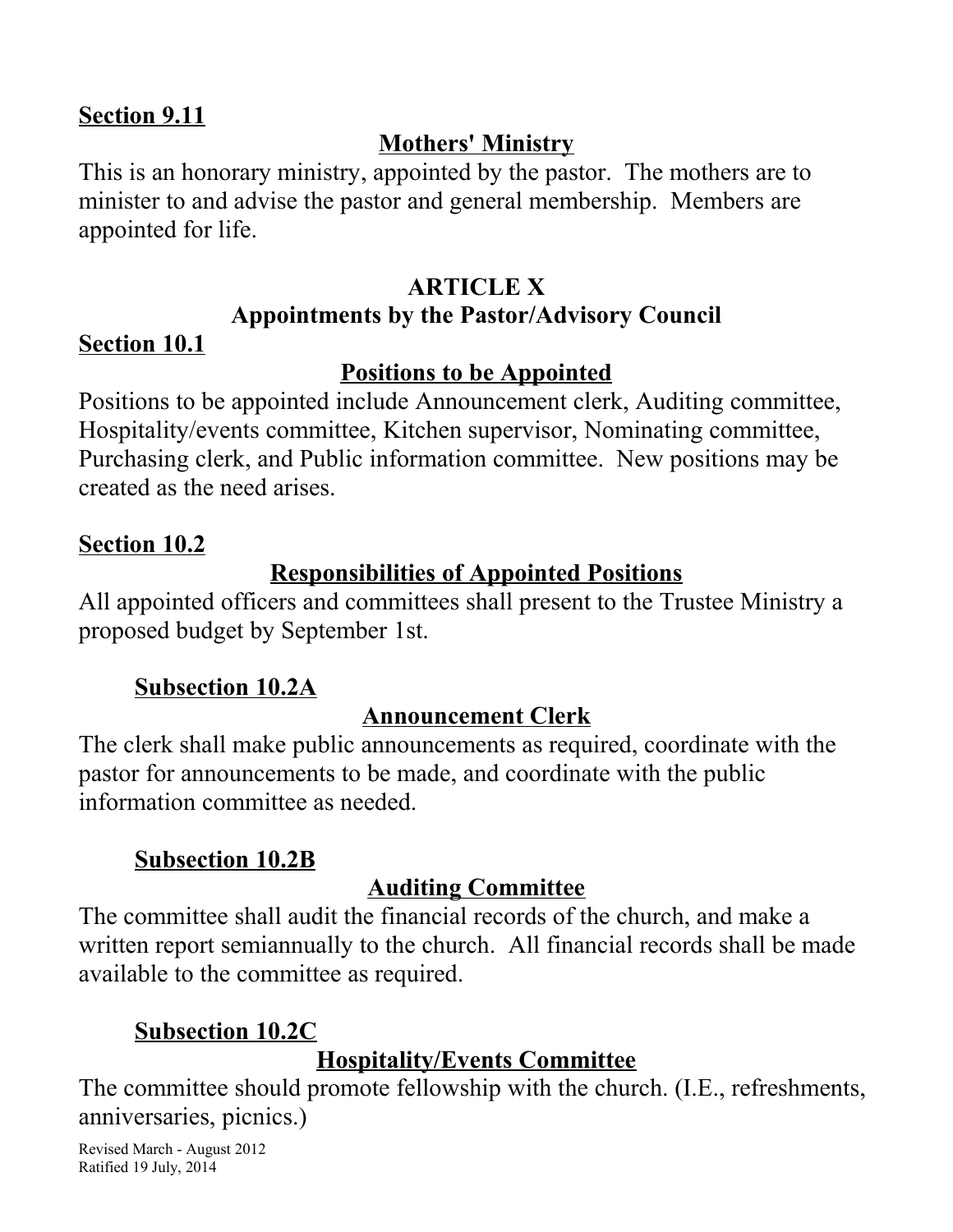**Section 9.11**

**Mothers' Ministry**

This is an honorary ministry, appointed by the pastor. The mothers are to minister to and advise the pastor and general membership. Members are appointed for life.

## ARTICLE X

## Appointments by the Pastor/Advisory Council

**Section 10.1**

**Positions to be Appointed**

Positions to be appointed include Announcement clerk, Auditing committee, Hospitality/events committee, Kitchen supervisor, Nominating committee, Purchasing clerk, and Public information committee. New positions may be created as the need arises.

**Section 10.2**

**Responsibilities of Appointed Positions**

All appointed officers and committees shall present to the Trustee Ministry a proposed budget by September 1st.

**Subsection 10.2A**

**Announcement Clerk**

The clerk shall make public announcements as required, coordinate with the pastor for announcements to be made, and coordinate with the public information committee as needed.

**Subsection 10.2B**

**Auditing Committee**

The committee shall audit the financial records of the church, and make a written report semiannually to the church. All financial records shall be made available to the committee as required.

**Subsection 10.2C**

**Hospitality/Events Committee**

The committee should promote fellowship with the church. (I.E., refreshments, anniversaries, picnics.)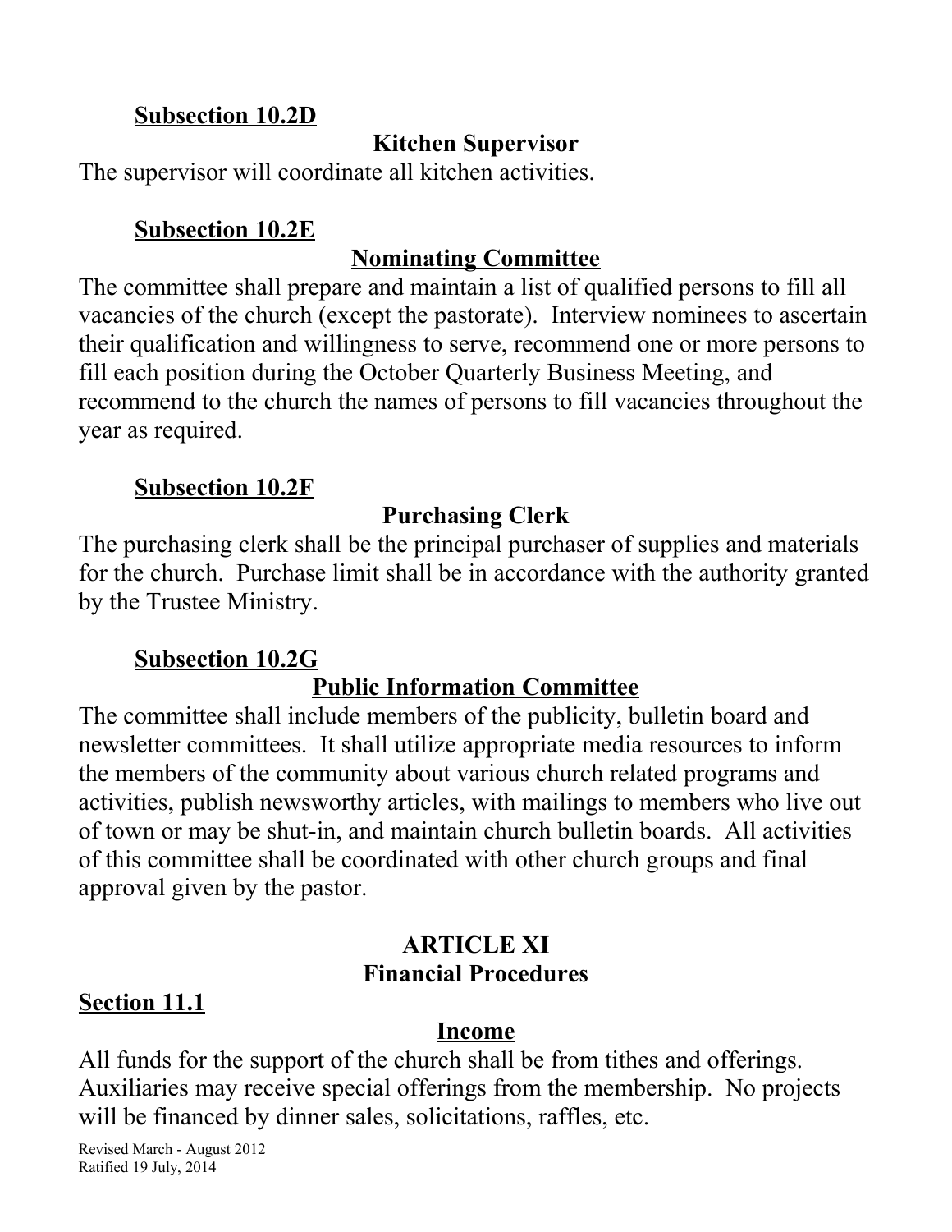**Subsection 10.2D**

**Kitchen Supervisor**

The supervisor will coordinate all kitchen activities.

**Subsection 10.2E**

**Nominating Committee**

The committee shall prepare and maintain a list of qualified persons to fill all vacancies of the church (except the pastorate). Interview nominees to ascertain their qualification and willingness to serve, recommend one or more persons to fill each position during the October Quarterly Business Meeting, and recommend to the church the names of persons to fill vacancies throughout the year as required.

**Subsection 10.2F**

**Purchasing Clerk**

The purchasing clerk shall be the principal purchaser of supplies and materials for the church. Purchase limit shall be in accordance with the authority granted by the Trustee Ministry.

**Subsection 10.2G**

**Public Information Committee**

The committee shall include members of the publicity, bulletin board and newsletter committees. It shall utilize appropriate media resources to inform the members of the community about various church related programs and activities, publish newsworthy articles, with mailings to members who live out of town or may be shut-in, and maintain church bulletin boards. All activities of this committee shall be coordinated with other church groups and final approval given by the pastor.

## ARTICLE XI
## Financial Procedures

**Section 11.1**

**Income**

All funds for the support of the church shall be from tithes and offerings. Auxiliaries may receive special offerings from the membership. No projects will be financed by dinner sales, solicitations, raffles, etc.

Revised March - August 2012
Ratified 19 July, 2014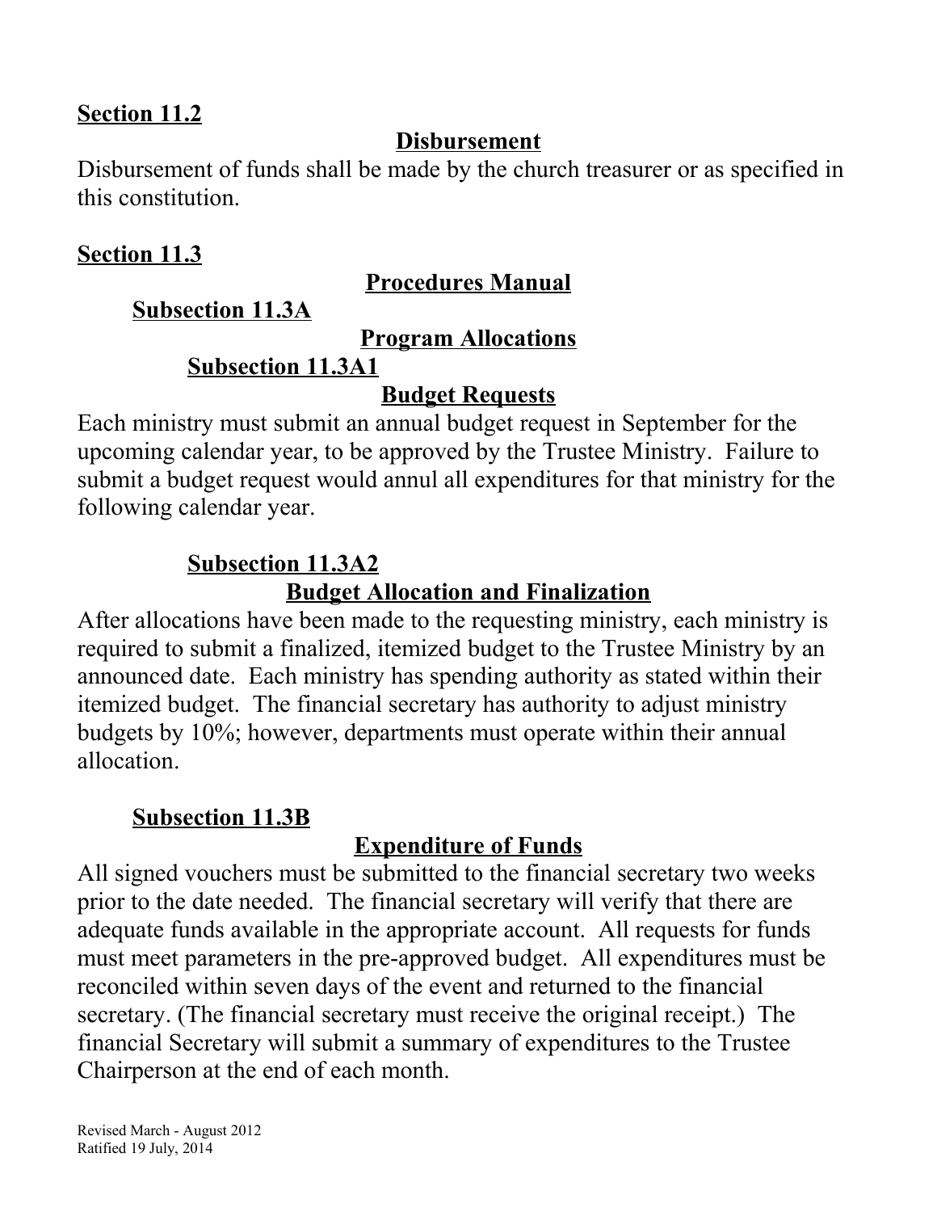## Section 11.2

### Disbursement

Disbursement of funds shall be made by the church treasurer or as specified in this constitution.

## Section 11.3

### Procedures Manual

#### Subsection 11.3A

#### Program Allocations

##### Subsection 11.3A1

##### Budget Requests

Each ministry must submit an annual budget request in September for the upcoming calendar year, to be approved by the Trustee Ministry. Failure to submit a budget request would annul all expenditures for that ministry for the following calendar year.

##### Subsection 11.3A2

##### Budget Allocation and Finalization

After allocations have been made to the requesting ministry, each ministry is required to submit a finalized, itemized budget to the Trustee Ministry by an announced date. Each ministry has spending authority as stated within their itemized budget. The financial secretary has authority to adjust ministry budgets by 10%; however, departments must operate within their annual allocation.

#### Subsection 11.3B

#### Expenditure of Funds

All signed vouchers must be submitted to the financial secretary two weeks prior to the date needed. The financial secretary will verify that there are adequate funds available in the appropriate account. All requests for funds must meet parameters in the pre-approved budget. All expenditures must be reconciled within seven days of the event and returned to the financial secretary. (The financial secretary must receive the original receipt.) The financial Secretary will submit a summary of expenditures to the Trustee Chairperson at the end of each month.

Revised March - August 2012
Ratified 19 July, 2014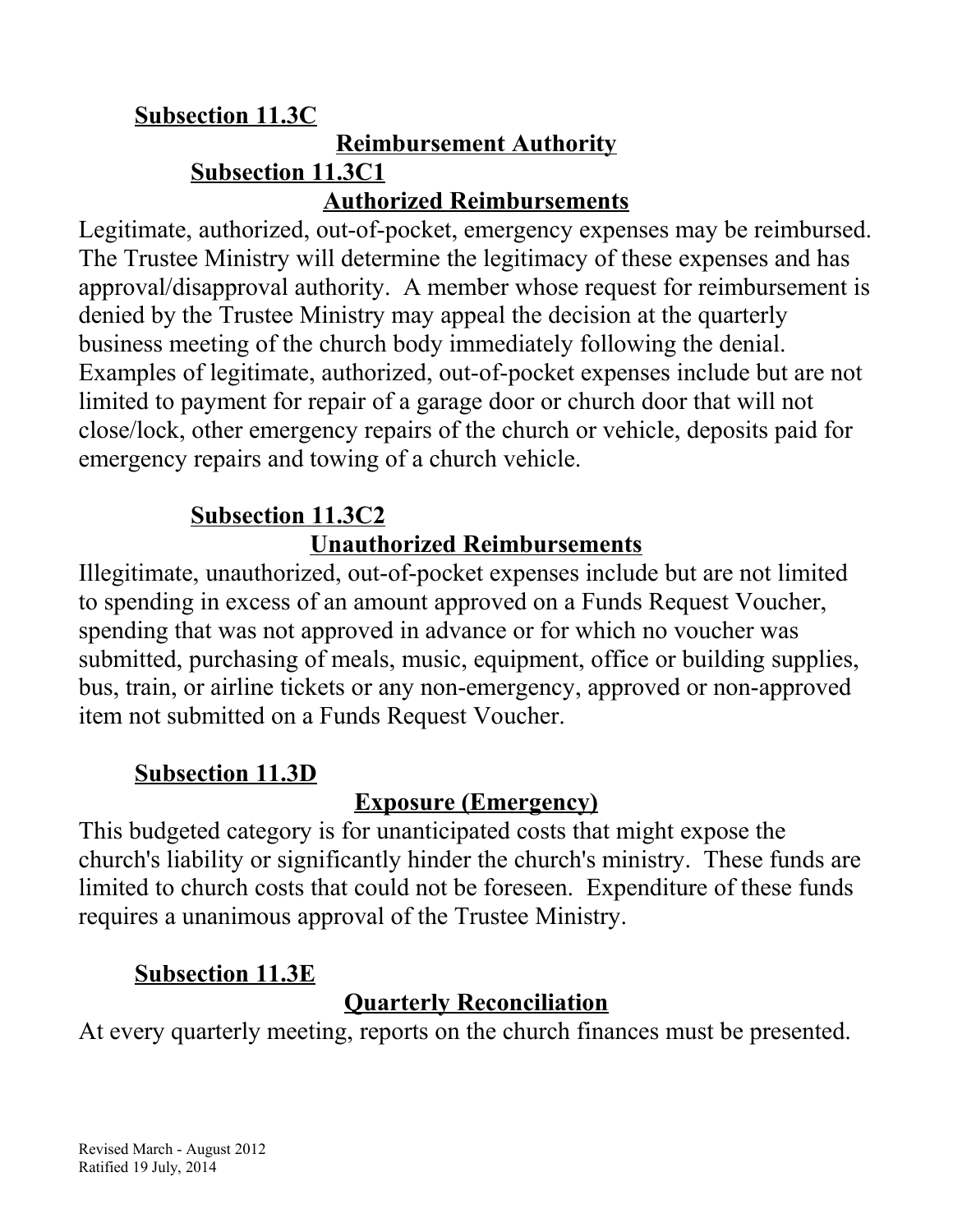**Subsection 11.3C**

**Reimbursement Authority**

**Subsection 11.3C1**

**Authorized Reimbursements**

Legitimate, authorized, out-of-pocket, emergency expenses may be reimbursed. The Trustee Ministry will determine the legitimacy of these expenses and has approval/disapproval authority. A member whose request for reimbursement is denied by the Trustee Ministry may appeal the decision at the quarterly business meeting of the church body immediately following the denial. Examples of legitimate, authorized, out-of-pocket expenses include but are not limited to payment for repair of a garage door or church door that will not close/lock, other emergency repairs of the church or vehicle, deposits paid for emergency repairs and towing of a church vehicle.

**Subsection 11.3C2**

**Unauthorized Reimbursements**

Illegitimate, unauthorized, out-of-pocket expenses include but are not limited to spending in excess of an amount approved on a Funds Request Voucher, spending that was not approved in advance or for which no voucher was submitted, purchasing of meals, music, equipment, office or building supplies, bus, train, or airline tickets or any non-emergency, approved or non-approved item not submitted on a Funds Request Voucher.

**Subsection 11.3D**

**Exposure (Emergency)**

This budgeted category is for unanticipated costs that might expose the church's liability or significantly hinder the church's ministry. These funds are limited to church costs that could not be foreseen. Expenditure of these funds requires a unanimous approval of the Trustee Ministry.

**Subsection 11.3E**

**Quarterly Reconciliation**

At every quarterly meeting, reports on the church finances must be presented.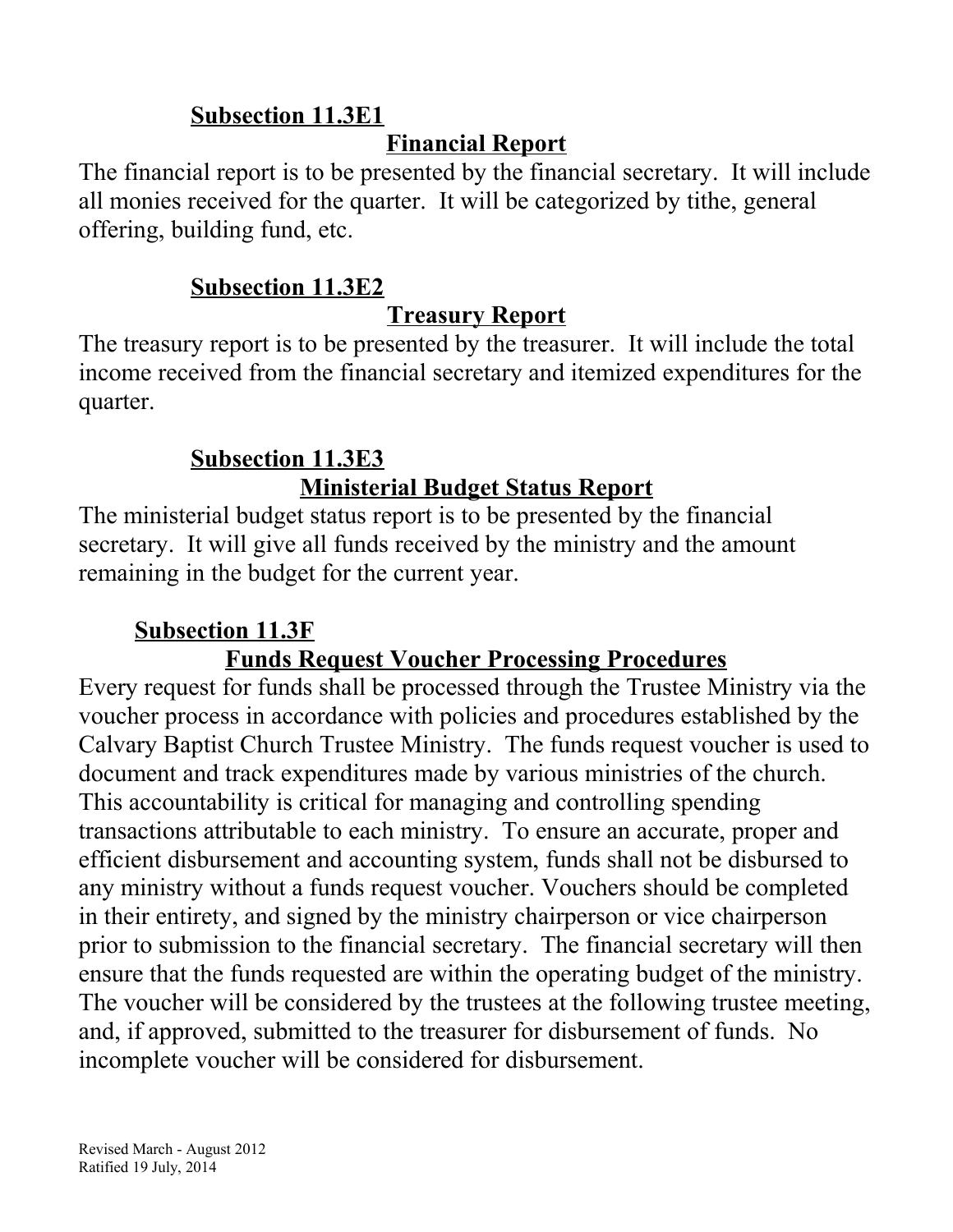**Subsection 11.3E1**

**Financial Report**

The financial report is to be presented by the financial secretary. It will include all monies received for the quarter. It will be categorized by tithe, general offering, building fund, etc.

**Subsection 11.3E2**

**Treasury Report**

The treasury report is to be presented by the treasurer. It will include the total income received from the financial secretary and itemized expenditures for the quarter.

**Subsection 11.3E3**

**Ministerial Budget Status Report**

The ministerial budget status report is to be presented by the financial secretary. It will give all funds received by the ministry and the amount remaining in the budget for the current year.

**Subsection 11.3F**

**Funds Request Voucher Processing Procedures**

Every request for funds shall be processed through the Trustee Ministry via the voucher process in accordance with policies and procedures established by the Calvary Baptist Church Trustee Ministry. The funds request voucher is used to document and track expenditures made by various ministries of the church. This accountability is critical for managing and controlling spending transactions attributable to each ministry. To ensure an accurate, proper and efficient disbursement and accounting system, funds shall not be disbursed to any ministry without a funds request voucher. Vouchers should be completed in their entirety, and signed by the ministry chairperson or vice chairperson prior to submission to the financial secretary. The financial secretary will then ensure that the funds requested are within the operating budget of the ministry. The voucher will be considered by the trustees at the following trustee meeting, and, if approved, submitted to the treasurer for disbursement of funds. No incomplete voucher will be considered for disbursement.

Revised March - August 2012
Ratified 19 July, 2014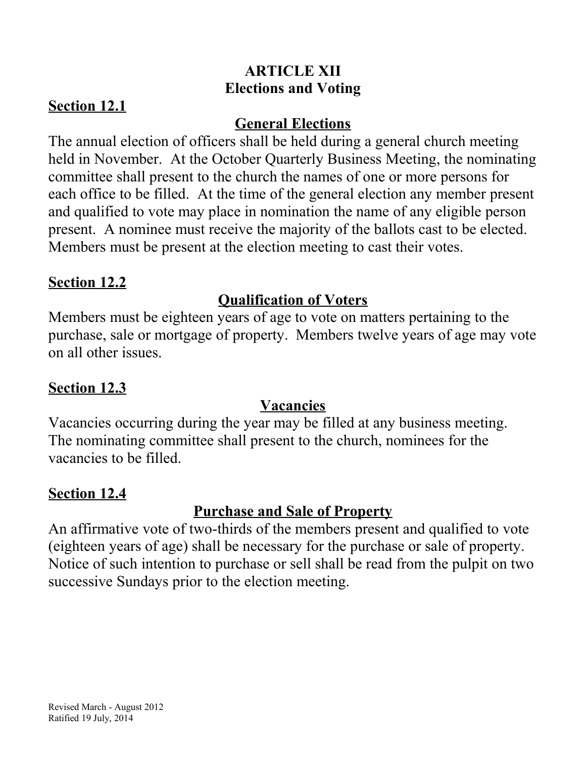# ARTICLE XII
# Elections and Voting

## Section 12.1

### General Elections

The annual election of officers shall be held during a general church meeting held in November. At the October Quarterly Business Meeting, the nominating committee shall present to the church the names of one or more persons for each office to be filled. At the time of the general election any member present and qualified to vote may place in nomination the name of any eligible person present. A nominee must receive the majority of the ballots cast to be elected. Members must be present at the election meeting to cast their votes.

## Section 12.2

### Qualification of Voters

Members must be eighteen years of age to vote on matters pertaining to the purchase, sale or mortgage of property. Members twelve years of age may vote on all other issues.

## Section 12.3

### Vacancies

Vacancies occurring during the year may be filled at any business meeting. The nominating committee shall present to the church, nominees for the vacancies to be filled.

## Section 12.4

### Purchase and Sale of Property

An affirmative vote of two-thirds of the members present and qualified to vote (eighteen years of age) shall be necessary for the purchase or sale of property. Notice of such intention to purchase or sell shall be read from the pulpit on two successive Sundays prior to the election meeting.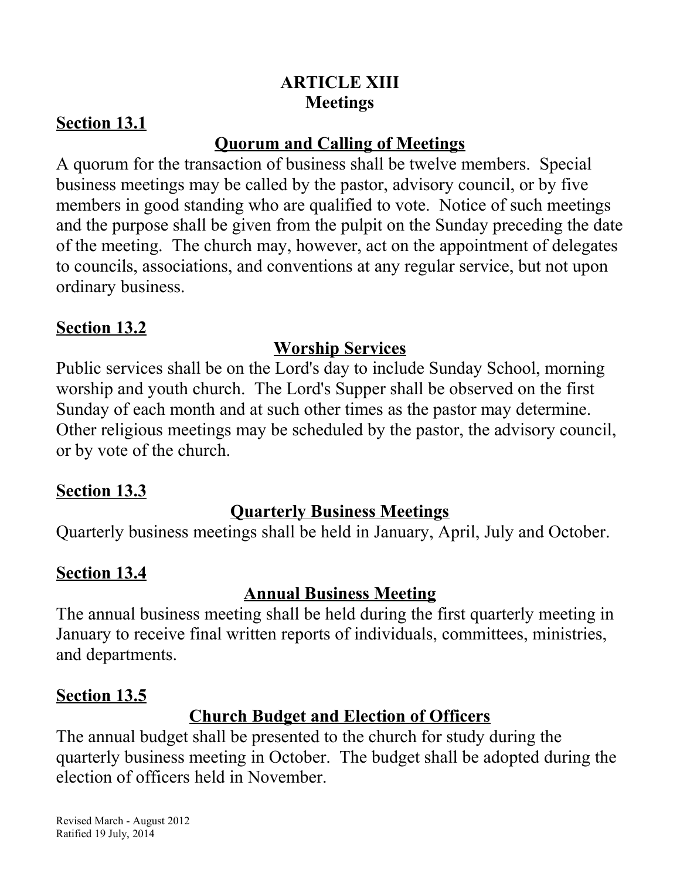# ARTICLE XIII
# Meetings

## Section 13.1

### Quorum and Calling of Meetings

A quorum for the transaction of business shall be twelve members. Special business meetings may be called by the pastor, advisory council, or by five members in good standing who are qualified to vote. Notice of such meetings and the purpose shall be given from the pulpit on the Sunday preceding the date of the meeting. The church may, however, act on the appointment of delegates to councils, associations, and conventions at any regular service, but not upon ordinary business.

## Section 13.2

### Worship Services

Public services shall be on the Lord's day to include Sunday School, morning worship and youth church. The Lord's Supper shall be observed on the first Sunday of each month and at such other times as the pastor may determine. Other religious meetings may be scheduled by the pastor, the advisory council, or by vote of the church.

## Section 13.3

### Quarterly Business Meetings

Quarterly business meetings shall be held in January, April, July and October.

## Section 13.4

### Annual Business Meeting

The annual business meeting shall be held during the first quarterly meeting in January to receive final written reports of individuals, committees, ministries, and departments.

## Section 13.5

### Church Budget and Election of Officers

The annual budget shall be presented to the church for study during the quarterly business meeting in October. The budget shall be adopted during the election of officers held in November.

Revised March - August 2012
Ratified 19 July, 2014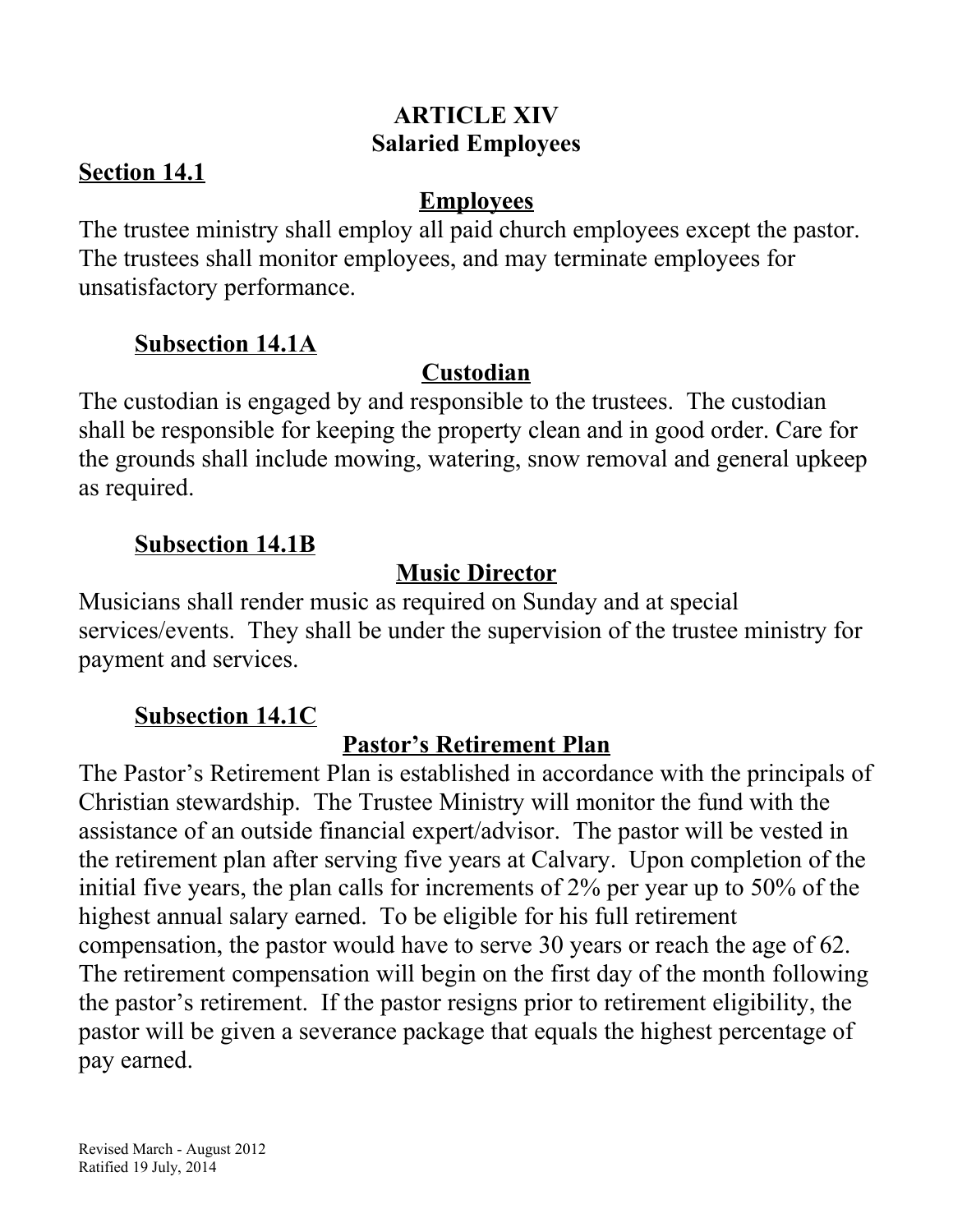# ARTICLE XIV
## Salaried Employees

**Section 14.1**

### Employees

The trustee ministry shall employ all paid church employees except the pastor. The trustees shall monitor employees, and may terminate employees for unsatisfactory performance.

**Subsection 14.1A**

### Custodian

The custodian is engaged by and responsible to the trustees. The custodian shall be responsible for keeping the property clean and in good order. Care for the grounds shall include mowing, watering, snow removal and general upkeep as required.

**Subsection 14.1B**

### Music Director

Musicians shall render music as required on Sunday and at special services/events. They shall be under the supervision of the trustee ministry for payment and services.

**Subsection 14.1C**

### Pastor's Retirement Plan

The Pastor's Retirement Plan is established in accordance with the principals of Christian stewardship. The Trustee Ministry will monitor the fund with the assistance of an outside financial expert/advisor. The pastor will be vested in the retirement plan after serving five years at Calvary. Upon completion of the initial five years, the plan calls for increments of 2% per year up to 50% of the highest annual salary earned. To be eligible for his full retirement compensation, the pastor would have to serve 30 years or reach the age of 62. The retirement compensation will begin on the first day of the month following the pastor's retirement. If the pastor resigns prior to retirement eligibility, the pastor will be given a severance package that equals the highest percentage of pay earned.

Revised March - August 2012
Ratified 19 July, 2014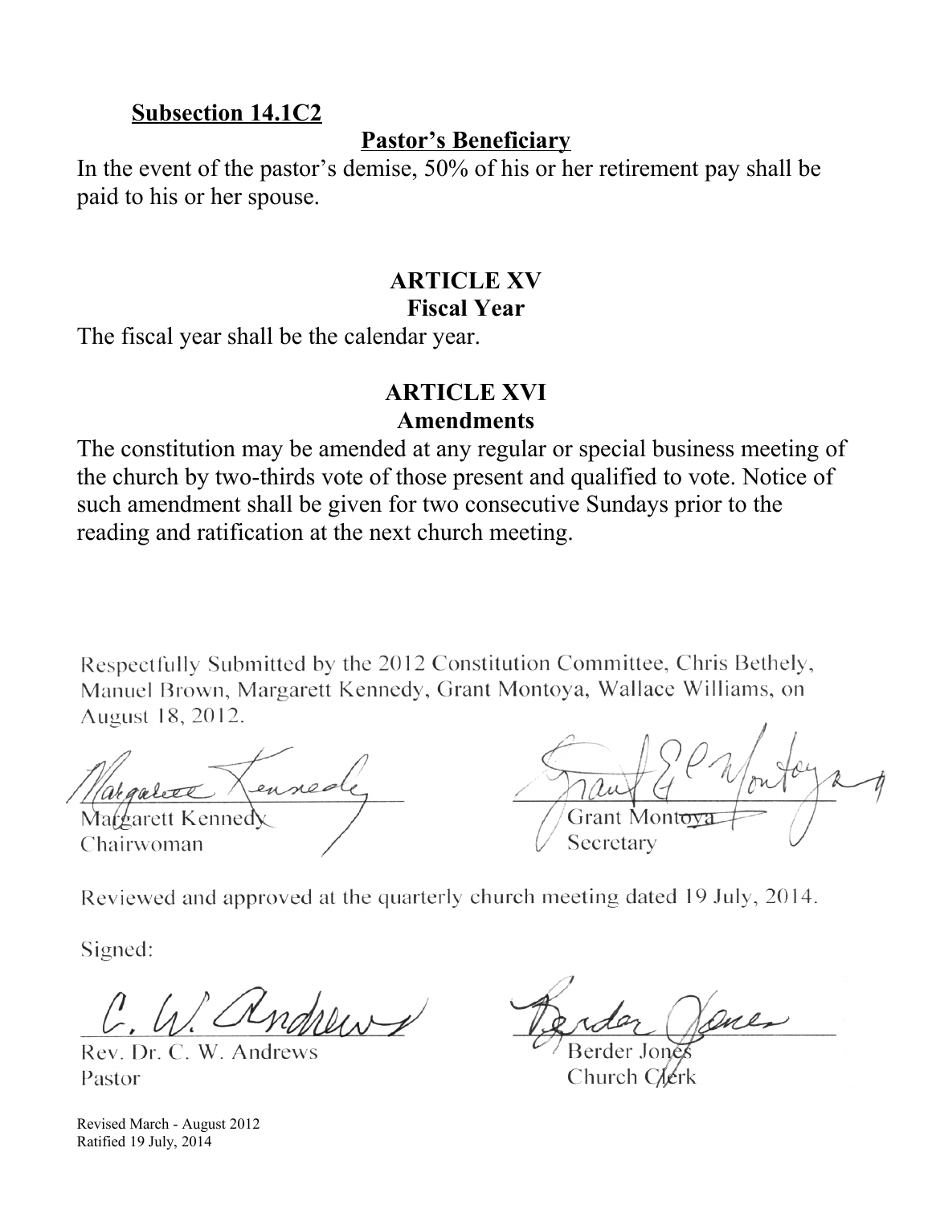**Subsection 14.1C2**

**Pastor's Beneficiary**

In the event of the pastor's demise, 50% of his or her retirement pay shall be paid to his or her spouse.

## ARTICLE XV

### Fiscal Year

The fiscal year shall be the calendar year.

## ARTICLE XVI

### Amendments

The constitution may be amended at any regular or special business meeting of the church by two-thirds vote of those present and qualified to vote. Notice of such amendment shall be given for two consecutive Sundays prior to the reading and ratification at the next church meeting.

Respectfully Submitted by the 2012 Constitution Committee, Chris Bethely, Manuel Brown, Margarett Kennedy, Grant Montoya, Wallace Williams, on August 18, 2012.

Margarett Kennedy
Chairwoman

Grant Montoya
Secretary

Reviewed and approved at the quarterly church meeting dated 19 July, 2014.

Signed:

Rev. Dr. C. W. Andrews
Pastor

Berder Jones
Church Clerk

Revised March - August 2012
Ratified 19 July, 2014